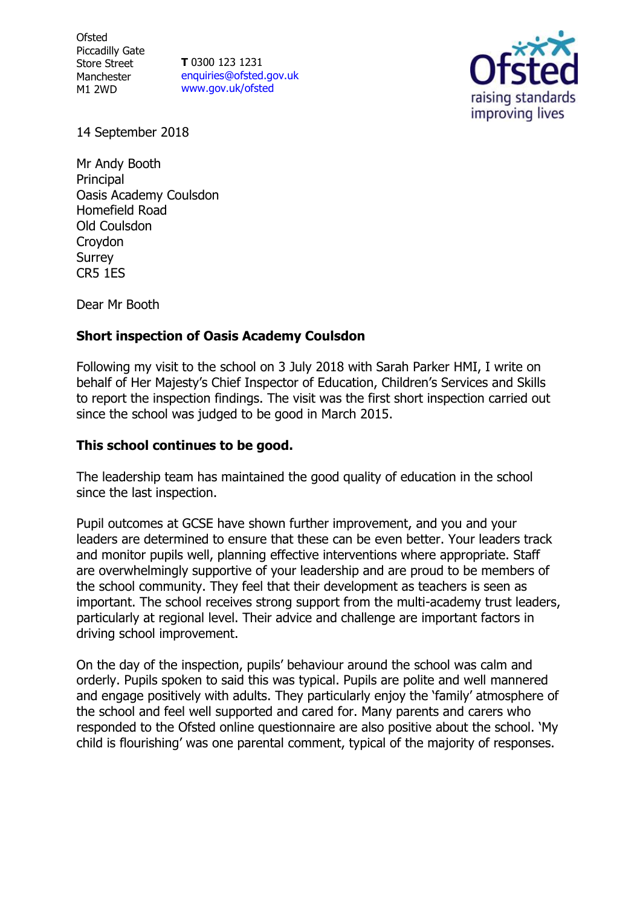Ofsted
Piccadilly Gate
Store Street
Manchester
M1 2WD

**T** 0300 123 1231
enquiries@ofsted.gov.uk
www.gov.uk/ofsted

14 September 2018

Mr Andy Booth
Principal
Oasis Academy Coulsdon
Homefield Road
Old Coulsdon
Croydon
Surrey
CR5 1ES

Dear Mr Booth

**Short inspection of Oasis Academy Coulsdon**

Following my visit to the school on 3 July 2018 with Sarah Parker HMI, I write on behalf of Her Majesty's Chief Inspector of Education, Children's Services and Skills to report the inspection findings. The visit was the first short inspection carried out since the school was judged to be good in March 2015.

**This school continues to be good.**

The leadership team has maintained the good quality of education in the school since the last inspection.

Pupil outcomes at GCSE have shown further improvement, and you and your leaders are determined to ensure that these can be even better. Your leaders track and monitor pupils well, planning effective interventions where appropriate. Staff are overwhelmingly supportive of your leadership and are proud to be members of the school community. They feel that their development as teachers is seen as important. The school receives strong support from the multi-academy trust leaders, particularly at regional level. Their advice and challenge are important factors in driving school improvement.

On the day of the inspection, pupils' behaviour around the school was calm and orderly. Pupils spoken to said this was typical. Pupils are polite and well mannered and engage positively with adults. They particularly enjoy the 'family' atmosphere of the school and feel well supported and cared for. Many parents and carers who responded to the Ofsted online questionnaire are also positive about the school. 'My child is flourishing' was one parental comment, typical of the majority of responses.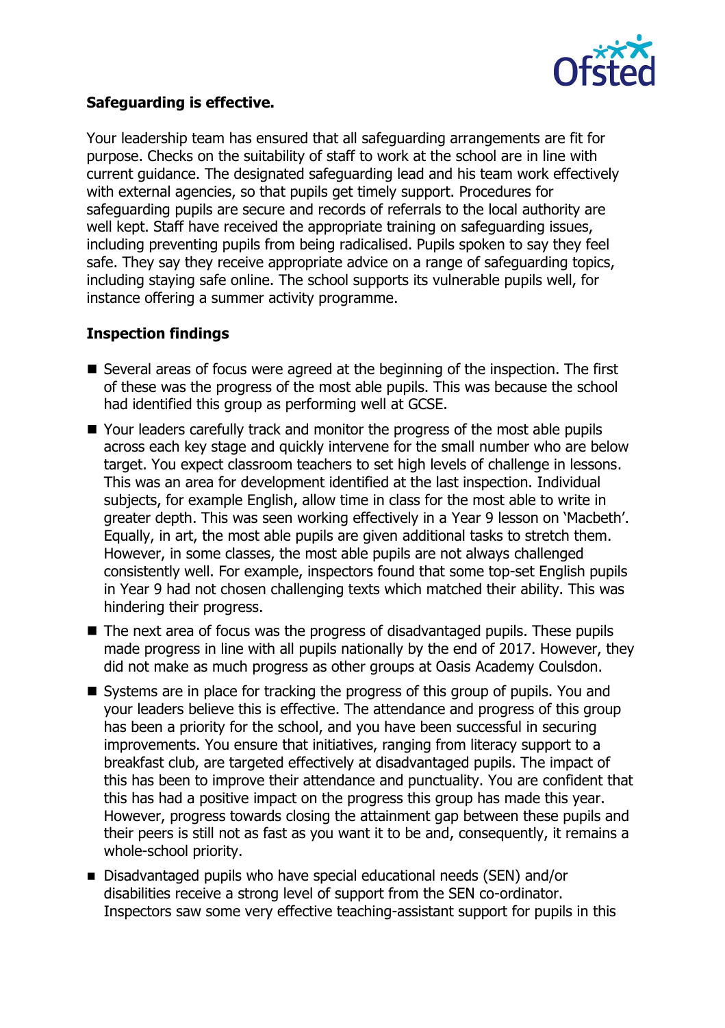**Safeguarding is effective.**

Your leadership team has ensured that all safeguarding arrangements are fit for purpose. Checks on the suitability of staff to work at the school are in line with current guidance. The designated safeguarding lead and his team work effectively with external agencies, so that pupils get timely support. Procedures for safeguarding pupils are secure and records of referrals to the local authority are well kept. Staff have received the appropriate training on safeguarding issues, including preventing pupils from being radicalised. Pupils spoken to say they feel safe. They say they receive appropriate advice on a range of safeguarding topics, including staying safe online. The school supports its vulnerable pupils well, for instance offering a summer activity programme.

**Inspection findings**

- Several areas of focus were agreed at the beginning of the inspection. The first of these was the progress of the most able pupils. This was because the school had identified this group as performing well at GCSE.
- Your leaders carefully track and monitor the progress of the most able pupils across each key stage and quickly intervene for the small number who are below target. You expect classroom teachers to set high levels of challenge in lessons. This was an area for development identified at the last inspection. Individual subjects, for example English, allow time in class for the most able to write in greater depth. This was seen working effectively in a Year 9 lesson on 'Macbeth'. Equally, in art, the most able pupils are given additional tasks to stretch them. However, in some classes, the most able pupils are not always challenged consistently well. For example, inspectors found that some top-set English pupils in Year 9 had not chosen challenging texts which matched their ability. This was hindering their progress.
- The next area of focus was the progress of disadvantaged pupils. These pupils made progress in line with all pupils nationally by the end of 2017. However, they did not make as much progress as other groups at Oasis Academy Coulsdon.
- Systems are in place for tracking the progress of this group of pupils. You and your leaders believe this is effective. The attendance and progress of this group has been a priority for the school, and you have been successful in securing improvements. You ensure that initiatives, ranging from literacy support to a breakfast club, are targeted effectively at disadvantaged pupils. The impact of this has been to improve their attendance and punctuality. You are confident that this has had a positive impact on the progress this group has made this year. However, progress towards closing the attainment gap between these pupils and their peers is still not as fast as you want it to be and, consequently, it remains a whole-school priority.
- Disadvantaged pupils who have special educational needs (SEN) and/or disabilities receive a strong level of support from the SEN co-ordinator. Inspectors saw some very effective teaching-assistant support for pupils in this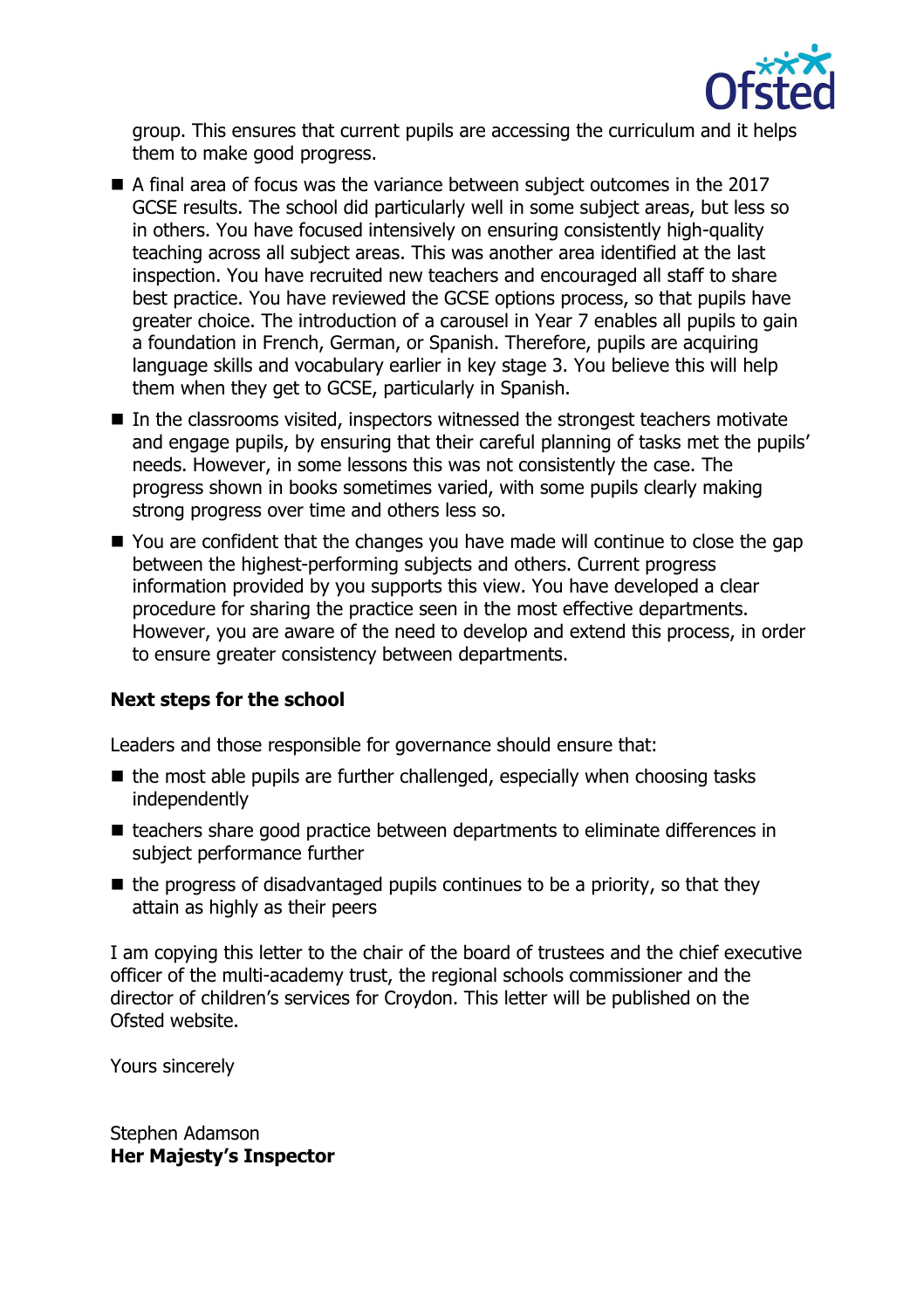group. This ensures that current pupils are accessing the curriculum and it helps them to make good progress.

- A final area of focus was the variance between subject outcomes in the 2017 GCSE results. The school did particularly well in some subject areas, but less so in others. You have focused intensively on ensuring consistently high-quality teaching across all subject areas. This was another area identified at the last inspection. You have recruited new teachers and encouraged all staff to share best practice. You have reviewed the GCSE options process, so that pupils have greater choice. The introduction of a carousel in Year 7 enables all pupils to gain a foundation in French, German, or Spanish. Therefore, pupils are acquiring language skills and vocabulary earlier in key stage 3. You believe this will help them when they get to GCSE, particularly in Spanish.
- In the classrooms visited, inspectors witnessed the strongest teachers motivate and engage pupils, by ensuring that their careful planning of tasks met the pupils' needs. However, in some lessons this was not consistently the case. The progress shown in books sometimes varied, with some pupils clearly making strong progress over time and others less so.
- You are confident that the changes you have made will continue to close the gap between the highest-performing subjects and others. Current progress information provided by you supports this view. You have developed a clear procedure for sharing the practice seen in the most effective departments. However, you are aware of the need to develop and extend this process, in order to ensure greater consistency between departments.

## Next steps for the school

Leaders and those responsible for governance should ensure that:

- the most able pupils are further challenged, especially when choosing tasks independently
- teachers share good practice between departments to eliminate differences in subject performance further
- the progress of disadvantaged pupils continues to be a priority, so that they attain as highly as their peers

I am copying this letter to the chair of the board of trustees and the chief executive officer of the multi-academy trust, the regional schools commissioner and the director of children's services for Croydon. This letter will be published on the Ofsted website.

Yours sincerely

Stephen Adamson
**Her Majesty's Inspector**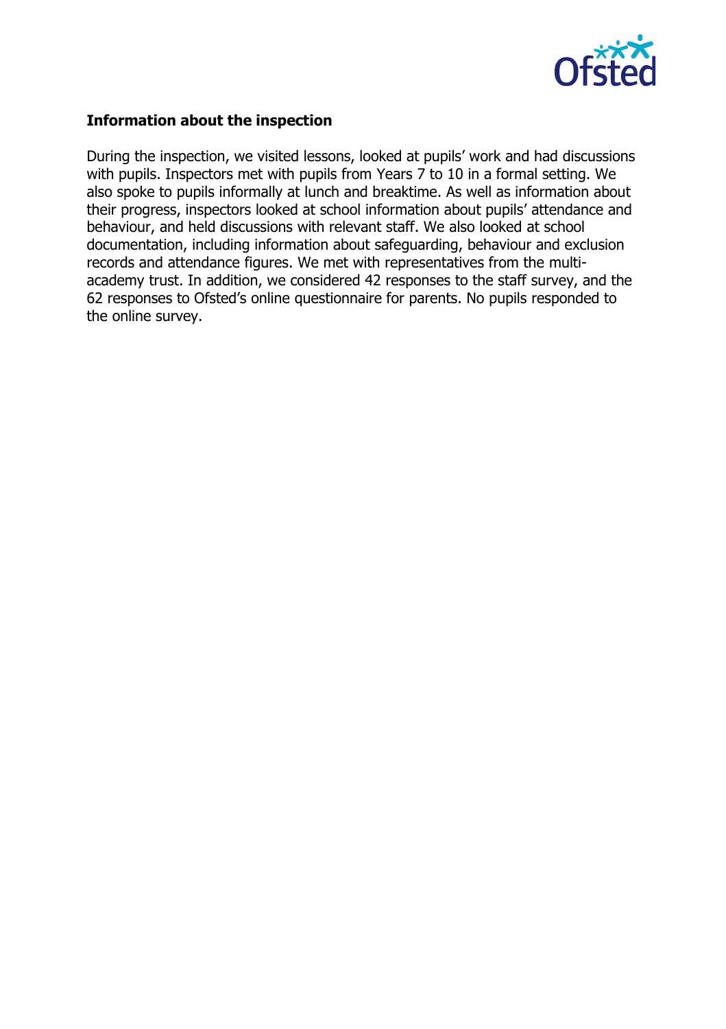## Information about the inspection

During the inspection, we visited lessons, looked at pupils' work and had discussions with pupils. Inspectors met with pupils from Years 7 to 10 in a formal setting. We also spoke to pupils informally at lunch and breaktime. As well as information about their progress, inspectors looked at school information about pupils' attendance and behaviour, and held discussions with relevant staff. We also looked at school documentation, including information about safeguarding, behaviour and exclusion records and attendance figures. We met with representatives from the multi-academy trust. In addition, we considered 42 responses to the staff survey, and the 62 responses to Ofsted's online questionnaire for parents. No pupils responded to the online survey.